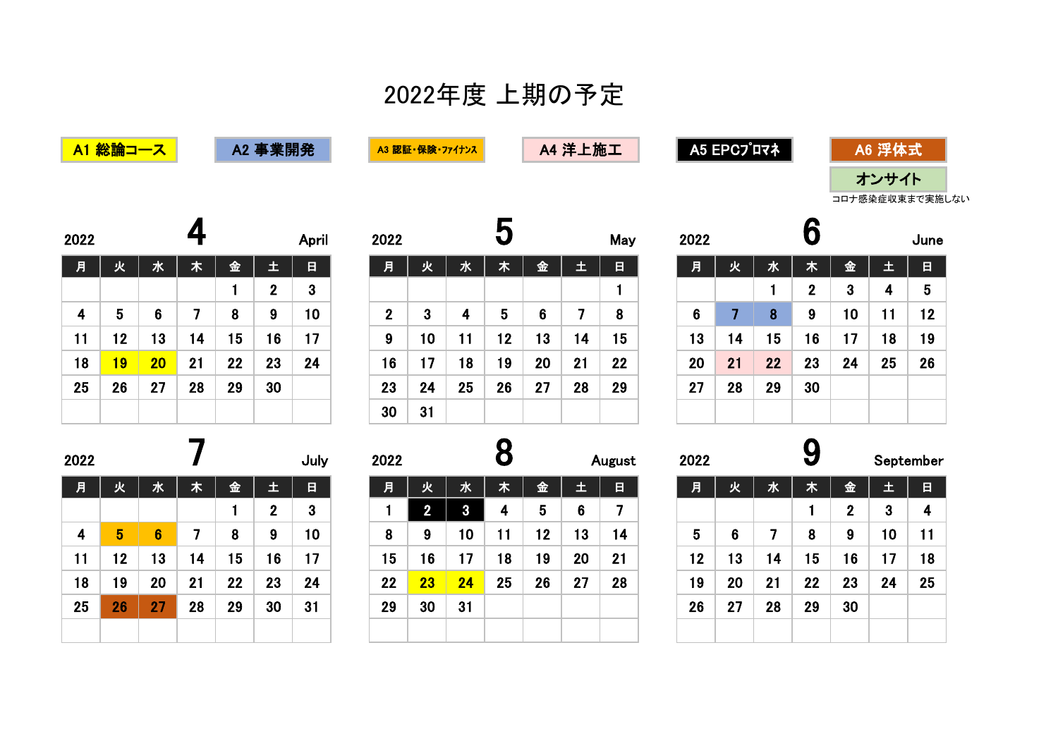# 2022年度 上期の予定

- A1 総論コース
- A2 事業開発
- A3 認証・保険・ファイナンス
- A4 洋上施工
- A5 EPCプロマネ
- A6 浮体式
- オンサイト
  - コロナ感染症収束まで実施しない

## 2022 4 April

| 月 | 火 | 水 | 木 | 金 | 土 | 日 |
|---|---|---|---|---|---|---|
| | | | | 1 | 2 | 3 |
| 4 | 5 | 6 | 7 | 8 | 9 | 10 |
| 11 | 12 | 13 | 14 | 15 | 16 | 17 |
| 18 | 19 (A1) | 20 (A1) | 21 | 22 | 23 | 24 |
| 25 | 26 | 27 | 28 | 29 | 30 | |

## 2022 5 May

| 月 | 火 | 水 | 木 | 金 | 土 | 日 |
|---|---|---|---|---|---|---|
| | | | | | | 1 |
| 2 | 3 | 4 | 5 | 6 | 7 | 8 |
| 9 | 10 | 11 | 12 | 13 | 14 | 15 |
| 16 | 17 | 18 | 19 | 20 | 21 | 22 |
| 23 | 24 | 25 | 26 | 27 | 28 | 29 |
| 30 | 31 | | | | | |

## 2022 6 June

| 月 | 火 | 水 | 木 | 金 | 土 | 日 |
|---|---|---|---|---|---|---|
| | | 1 | 2 | 3 | 4 | 5 |
| 6 | 7 (A2) | 8 (A2) | 9 | 10 | 11 | 12 |
| 13 | 14 | 15 | 16 | 17 | 18 | 19 |
| 20 | 21 (A4) | 22 (A4) | 23 | 24 | 25 | 26 |
| 27 | 28 | 29 | 30 | | | |

## 2022 7 July

| 月 | 火 | 水 | 木 | 金 | 土 | 日 |
|---|---|---|---|---|---|---|
| | | | | 1 | 2 | 3 |
| 4 | 5 (A3) | 6 (A3) | 7 | 8 | 9 | 10 |
| 11 | 12 | 13 | 14 | 15 | 16 | 17 |
| 18 | 19 | 20 | 21 | 22 | 23 | 24 |
| 25 | 26 (A6) | 27 (A6) | 28 | 29 | 30 | 31 |

## 2022 8 August

| 月 | 火 | 水 | 木 | 金 | 土 | 日 |
|---|---|---|---|---|---|---|
| 1 | 2 (A5) | 3 (A5) | 4 | 5 | 6 | 7 |
| 8 | 9 | 10 | 11 | 12 | 13 | 14 |
| 15 | 16 | 17 | 18 | 19 | 20 | 21 |
| 22 | 23 (A1) | 24 (A1) | 25 | 26 | 27 | 28 |
| 29 | 30 | 31 | | | | |

## 2022 9 September

| 月 | 火 | 水 | 木 | 金 | 土 | 日 |
|---|---|---|---|---|---|---|
| | | | 1 | 2 | 3 | 4 |
| 5 | 6 | 7 | 8 | 9 | 10 | 11 |
| 12 | 13 | 14 | 15 | 16 | 17 | 18 |
| 19 | 20 | 21 | 22 | 23 | 24 | 25 |
| 26 | 27 | 28 | 29 | 30 | | |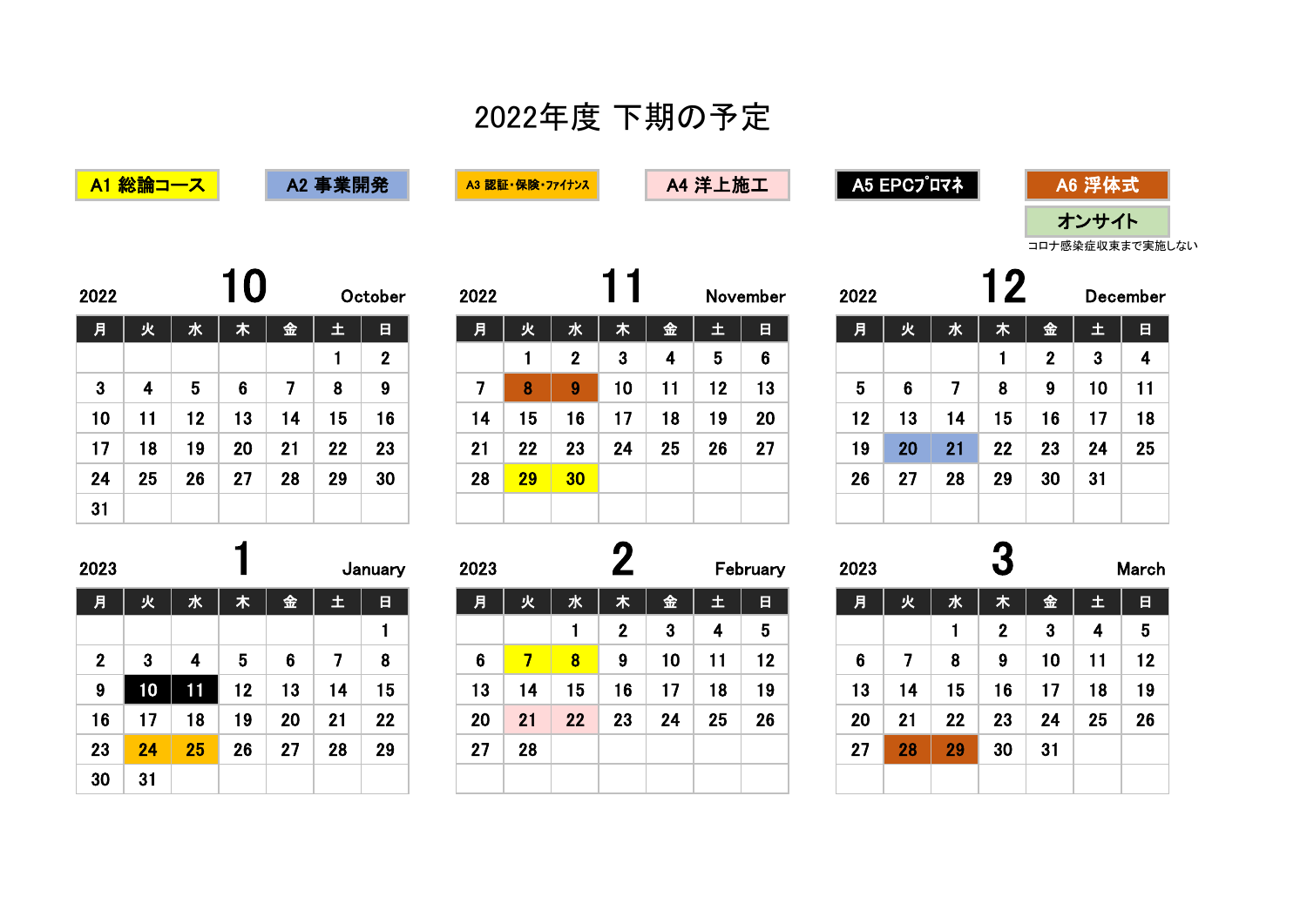# 2022年度 下期の予定

A1 総論コース　A2 事業開発　A3 認証・保険・ファイナンス　A4 洋上施工　A5 EPCプロマネ　A6 浮体式

オンサイト
コロナ感染症収束まで実施しない

## 2022 10 October

| 月 | 火 | 水 | 木 | 金 | 土 | 日 |
| --- | --- | --- | --- | --- | --- | --- |
| | | | | | 1 | 2 |
| 3 | 4 | 5 | 6 | 7 | 8 | 9 |
| 10 | 11 | 12 | 13 | 14 | 15 | 16 |
| 17 | 18 | 19 | 20 | 21 | 22 | 23 |
| 24 | 25 | 26 | 27 | 28 | 29 | 30 |
| 31 | | | | | | |

## 2022 11 November

| 月 | 火 | 水 | 木 | 金 | 土 | 日 |
| --- | --- | --- | --- | --- | --- | --- |
| | 1 | 2 | 3 | 4 | 5 | 6 |
| 7 | 8 (A6) | 9 (A6) | 10 | 11 | 12 | 13 |
| 14 | 15 | 16 | 17 | 18 | 19 | 20 |
| 21 | 22 | 23 | 24 | 25 | 26 | 27 |
| 28 | 29 (A1) | 30 (A1) | | | | |

## 2022 12 December

| 月 | 火 | 水 | 木 | 金 | 土 | 日 |
| --- | --- | --- | --- | --- | --- | --- |
| | | | 1 | 2 | 3 | 4 |
| 5 | 6 | 7 | 8 | 9 | 10 | 11 |
| 12 | 13 | 14 | 15 | 16 | 17 | 18 |
| 19 | 20 (A2) | 21 (A2) | 22 | 23 | 24 | 25 |
| 26 | 27 | 28 | 29 | 30 | 31 | |

## 2023 1 January

| 月 | 火 | 水 | 木 | 金 | 土 | 日 |
| --- | --- | --- | --- | --- | --- | --- |
| | | | | | | 1 |
| 2 | 3 | 4 | 5 | 6 | 7 | 8 |
| 9 | 10 (A5) | 11 (A5) | 12 | 13 | 14 | 15 |
| 16 | 17 | 18 | 19 | 20 | 21 | 22 |
| 23 | 24 (A3) | 25 (A3) | 26 | 27 | 28 | 29 |
| 30 | 31 | | | | | |

## 2023 2 February

| 月 | 火 | 水 | 木 | 金 | 土 | 日 |
| --- | --- | --- | --- | --- | --- | --- |
| | | 1 | 2 | 3 | 4 | 5 |
| 6 | 7 (A1) | 8 (A1) | 9 | 10 | 11 | 12 |
| 13 | 14 | 15 | 16 | 17 | 18 | 19 |
| 20 | 21 (A4) | 22 (A4) | 23 | 24 | 25 | 26 |
| 27 | 28 | | | | | |

## 2023 3 March

| 月 | 火 | 水 | 木 | 金 | 土 | 日 |
| --- | --- | --- | --- | --- | --- | --- |
| | | 1 | 2 | 3 | 4 | 5 |
| 6 | 7 | 8 | 9 | 10 | 11 | 12 |
| 13 | 14 | 15 | 16 | 17 | 18 | 19 |
| 20 | 21 | 22 | 23 | 24 | 25 | 26 |
| 27 | 28 (A6) | 29 (A6) | 30 | 31 | | |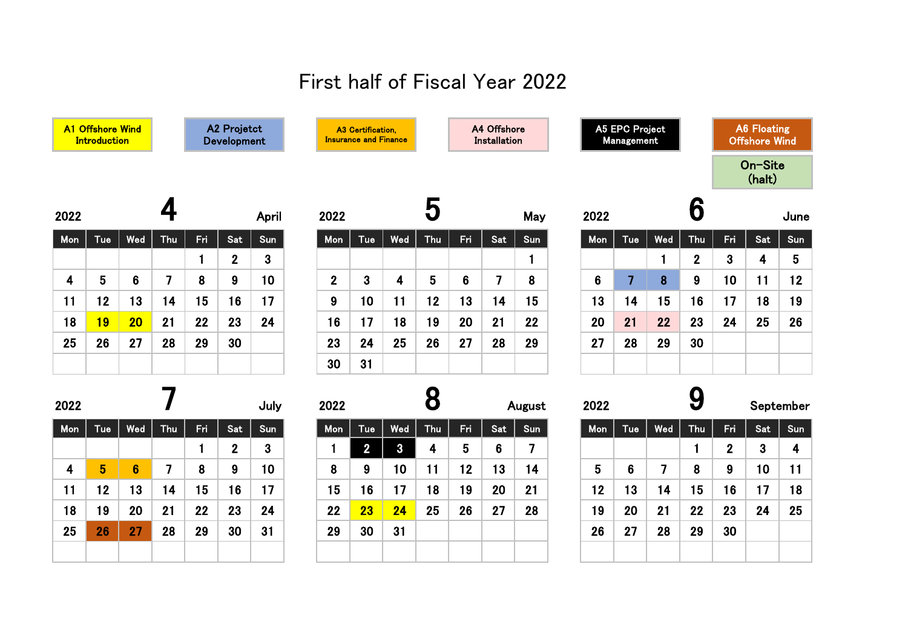# First half of Fiscal Year 2022

- A1 Offshore Wind Introduction
- A2 Projetct Development
- A3 Certification, Insurance and Finance
- A4 Offshore Installation
- A5 EPC Project Management
- A6 Floating Offshore Wind
- On-Site (halt)

## 2022 4 April

| Mon | Tue | Wed | Thu | Fri | Sat | Sun |
|---|---|---|---|---|---|---|
| | | | | 1 | 2 | 3 |
| 4 | 5 | 6 | 7 | 8 | 9 | 10 |
| 11 | 12 | 13 | 14 | 15 | 16 | 17 |
| 18 | 19 | 20 | 21 | 22 | 23 | 24 |
| 25 | 26 | 27 | 28 | 29 | 30 | |

## 2022 5 May

| Mon | Tue | Wed | Thu | Fri | Sat | Sun |
|---|---|---|---|---|---|---|
| | | | | | | 1 |
| 2 | 3 | 4 | 5 | 6 | 7 | 8 |
| 9 | 10 | 11 | 12 | 13 | 14 | 15 |
| 16 | 17 | 18 | 19 | 20 | 21 | 22 |
| 23 | 24 | 25 | 26 | 27 | 28 | 29 |
| 30 | 31 | | | | | |

## 2022 6 June

| Mon | Tue | Wed | Thu | Fri | Sat | Sun |
|---|---|---|---|---|---|---|
| | | 1 | 2 | 3 | 4 | 5 |
| 6 | 7 | 8 | 9 | 10 | 11 | 12 |
| 13 | 14 | 15 | 16 | 17 | 18 | 19 |
| 20 | 21 | 22 | 23 | 24 | 25 | 26 |
| 27 | 28 | 29 | 30 | | | |

## 2022 7 July

| Mon | Tue | Wed | Thu | Fri | Sat | Sun |
|---|---|---|---|---|---|---|
| | | | | 1 | 2 | 3 |
| 4 | 5 | 6 | 7 | 8 | 9 | 10 |
| 11 | 12 | 13 | 14 | 15 | 16 | 17 |
| 18 | 19 | 20 | 21 | 22 | 23 | 24 |
| 25 | 26 | 27 | 28 | 29 | 30 | 31 |

## 2022 8 August

| Mon | Tue | Wed | Thu | Fri | Sat | Sun |
|---|---|---|---|---|---|---|
| 1 | 2 | 3 | 4 | 5 | 6 | 7 |
| 8 | 9 | 10 | 11 | 12 | 13 | 14 |
| 15 | 16 | 17 | 18 | 19 | 20 | 21 |
| 22 | 23 | 24 | 25 | 26 | 27 | 28 |
| 29 | 30 | 31 | | | | |

## 2022 9 September

| Mon | Tue | Wed | Thu | Fri | Sat | Sun |
|---|---|---|---|---|---|---|
| | | | 1 | 2 | 3 | 4 |
| 5 | 6 | 7 | 8 | 9 | 10 | 11 |
| 12 | 13 | 14 | 15 | 16 | 17 | 18 |
| 19 | 20 | 21 | 22 | 23 | 24 | 25 |
| 26 | 27 | 28 | 29 | 30 | | |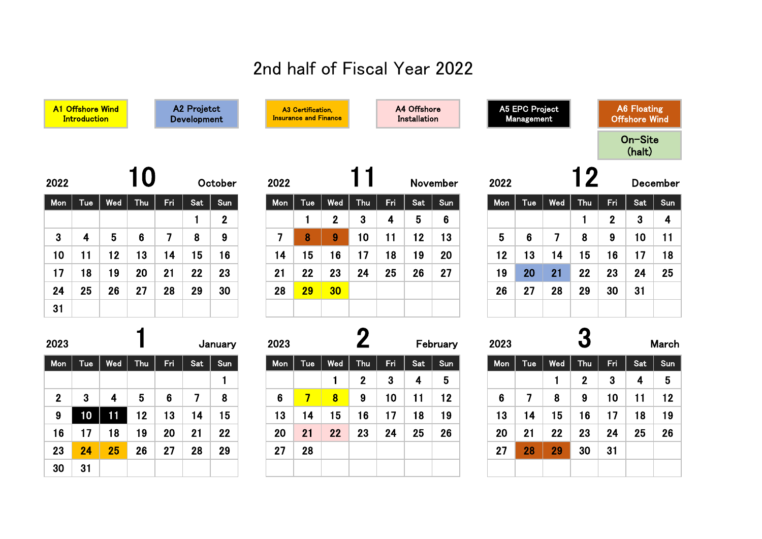# 2nd half of Fiscal Year 2022

A1 Offshore Wind Introduction

A2 Projetct Development

A3 Certification, Insurance and Finance

A4 Offshore Installation

A5 EPC Project Management

A6 Floating Offshore Wind

On-Site (halt)

## 2022 10 October

| Mon | Tue | Wed | Thu | Fri | Sat | Sun |
|---|---|---|---|---|---|---|
| | | | | | 1 | 2 |
| 3 | 4 | 5 | 6 | 7 | 8 | 9 |
| 10 | 11 | 12 | 13 | 14 | 15 | 16 |
| 17 | 18 | 19 | 20 | 21 | 22 | 23 |
| 24 | 25 | 26 | 27 | 28 | 29 | 30 |
| 31 | | | | | | |

## 2022 11 November

| Mon | Tue | Wed | Thu | Fri | Sat | Sun |
|---|---|---|---|---|---|---|
| | 1 | 2 | 3 | 4 | 5 | 6 |
| 7 | 8 | 9 | 10 | 11 | 12 | 13 |
| 14 | 15 | 16 | 17 | 18 | 19 | 20 |
| 21 | 22 | 23 | 24 | 25 | 26 | 27 |
| 28 | 29 | 30 | | | | |

## 2022 12 December

| Mon | Tue | Wed | Thu | Fri | Sat | Sun |
|---|---|---|---|---|---|---|
| | | | 1 | 2 | 3 | 4 |
| 5 | 6 | 7 | 8 | 9 | 10 | 11 |
| 12 | 13 | 14 | 15 | 16 | 17 | 18 |
| 19 | 20 | 21 | 22 | 23 | 24 | 25 |
| 26 | 27 | 28 | 29 | 30 | 31 | |

## 2023 1 January

| Mon | Tue | Wed | Thu | Fri | Sat | Sun |
|---|---|---|---|---|---|---|
| | | | | | | 1 |
| 2 | 3 | 4 | 5 | 6 | 7 | 8 |
| 9 | 10 | 11 | 12 | 13 | 14 | 15 |
| 16 | 17 | 18 | 19 | 20 | 21 | 22 |
| 23 | 24 | 25 | 26 | 27 | 28 | 29 |
| 30 | 31 | | | | | |

## 2023 2 February

| Mon | Tue | Wed | Thu | Fri | Sat | Sun |
|---|---|---|---|---|---|---|
| | | 1 | 2 | 3 | 4 | 5 |
| 6 | 7 | 8 | 9 | 10 | 11 | 12 |
| 13 | 14 | 15 | 16 | 17 | 18 | 19 |
| 20 | 21 | 22 | 23 | 24 | 25 | 26 |
| 27 | 28 | | | | | |

## 2023 3 March

| Mon | Tue | Wed | Thu | Fri | Sat | Sun |
|---|---|---|---|---|---|---|
| | | 1 | 2 | 3 | 4 | 5 |
| 6 | 7 | 8 | 9 | 10 | 11 | 12 |
| 13 | 14 | 15 | 16 | 17 | 18 | 19 |
| 20 | 21 | 22 | 23 | 24 | 25 | 26 |
| 27 | 28 | 29 | 30 | 31 | | |